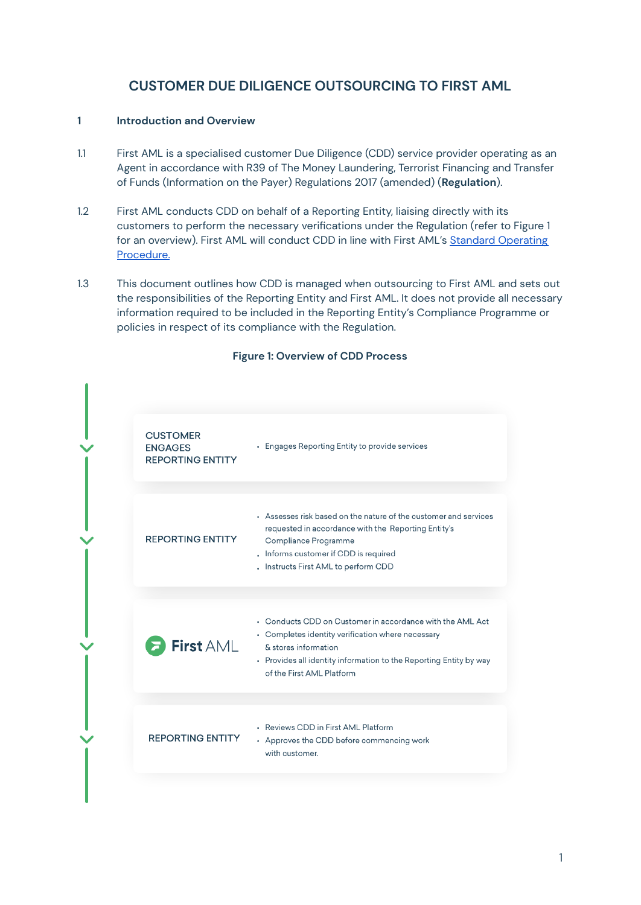# CUSTOMER DUE DILIGENCE OUTSOURCING TO FIRST AML

## 1 Introduction and Overview

1.1 First AML is a specialised customer Due Diligence (CDD) service provider operating as an Agent in accordance with R39 of The Money Laundering, Terrorist Financing and Transfer of Funds (Information on the Payer) Regulations 2017 (amended) (**Regulation**).

1.2 First AML conducts CDD on behalf of a Reporting Entity, liaising directly with its customers to perform the necessary verifications under the Regulation (refer to Figure 1 for an overview). First AML will conduct CDD in line with First AML's Standard Operating Procedure.

1.3 This document outlines how CDD is managed when outsourcing to First AML and sets out the responsibilities of the Reporting Entity and First AML. It does not provide all necessary information required to be included in the Reporting Entity's Compliance Programme or policies in respect of its compliance with the Regulation.

**Figure 1: Overview of CDD Process**

| Stage | Actions |
| --- | --- |
| CUSTOMER ENGAGES REPORTING ENTITY | • Engages Reporting Entity to provide services |
| REPORTING ENTITY | • Assesses risk based on the nature of the customer and services requested in accordance with the Reporting Entity's Compliance Programme<br>• Informs customer if CDD is required<br>• Instructs First AML to perform CDD |
| First AML | • Conducts CDD on Customer in accordance with the AML Act<br>• Completes identity verification where necessary & stores information<br>• Provides all identity information to the Reporting Entity by way of the First AML Platform |
| REPORTING ENTITY | • Reviews CDD in First AML Platform<br>• Approves the CDD before commencing work with customer. |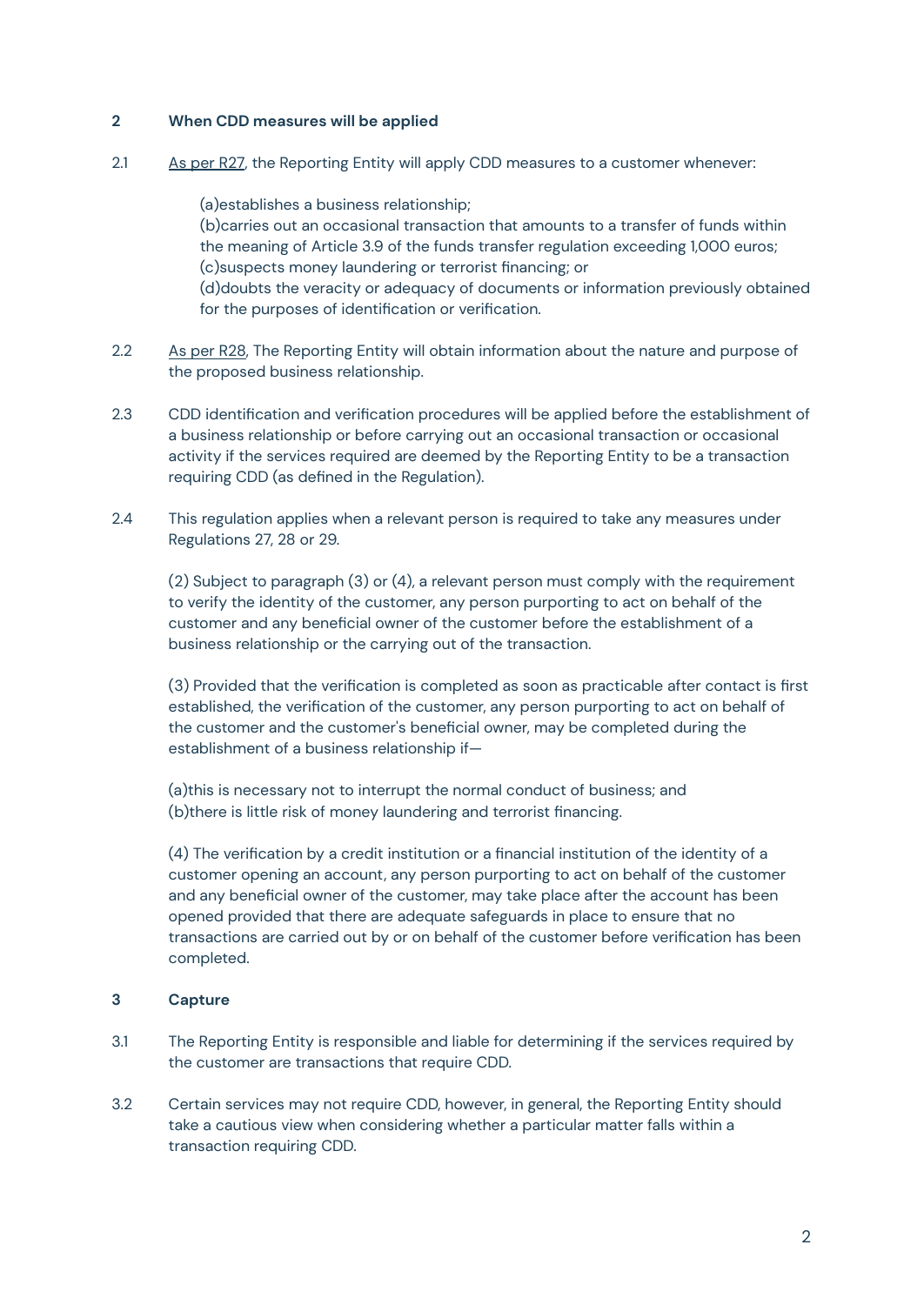## 2 When CDD measures will be applied

2.1 As per R27, the Reporting Entity will apply CDD measures to a customer whenever:

> (a)establishes a business relationship;
> (b)carries out an occasional transaction that amounts to a transfer of funds within the meaning of Article 3.9 of the funds transfer regulation exceeding 1,000 euros;
> (c)suspects money laundering or terrorist financing; or
> (d)doubts the veracity or adequacy of documents or information previously obtained for the purposes of identification or verification.

2.2 As per R28, The Reporting Entity will obtain information about the nature and purpose of the proposed business relationship.

2.3 CDD identification and verification procedures will be applied before the establishment of a business relationship or before carrying out an occasional transaction or occasional activity if the services required are deemed by the Reporting Entity to be a transaction requiring CDD (as defined in the Regulation).

2.4 This regulation applies when a relevant person is required to take any measures under Regulations 27, 28 or 29.

(2) Subject to paragraph (3) or (4), a relevant person must comply with the requirement to verify the identity of the customer, any person purporting to act on behalf of the customer and any beneficial owner of the customer before the establishment of a business relationship or the carrying out of the transaction.

(3) Provided that the verification is completed as soon as practicable after contact is first established, the verification of the customer, any person purporting to act on behalf of the customer and the customer's beneficial owner, may be completed during the establishment of a business relationship if—

(a)this is necessary not to interrupt the normal conduct of business; and
(b)there is little risk of money laundering and terrorist financing.

(4) The verification by a credit institution or a financial institution of the identity of a customer opening an account, any person purporting to act on behalf of the customer and any beneficial owner of the customer, may take place after the account has been opened provided that there are adequate safeguards in place to ensure that no transactions are carried out by or on behalf of the customer before verification has been completed.

## 3 Capture

3.1 The Reporting Entity is responsible and liable for determining if the services required by the customer are transactions that require CDD.

3.2 Certain services may not require CDD, however, in general, the Reporting Entity should take a cautious view when considering whether a particular matter falls within a transaction requiring CDD.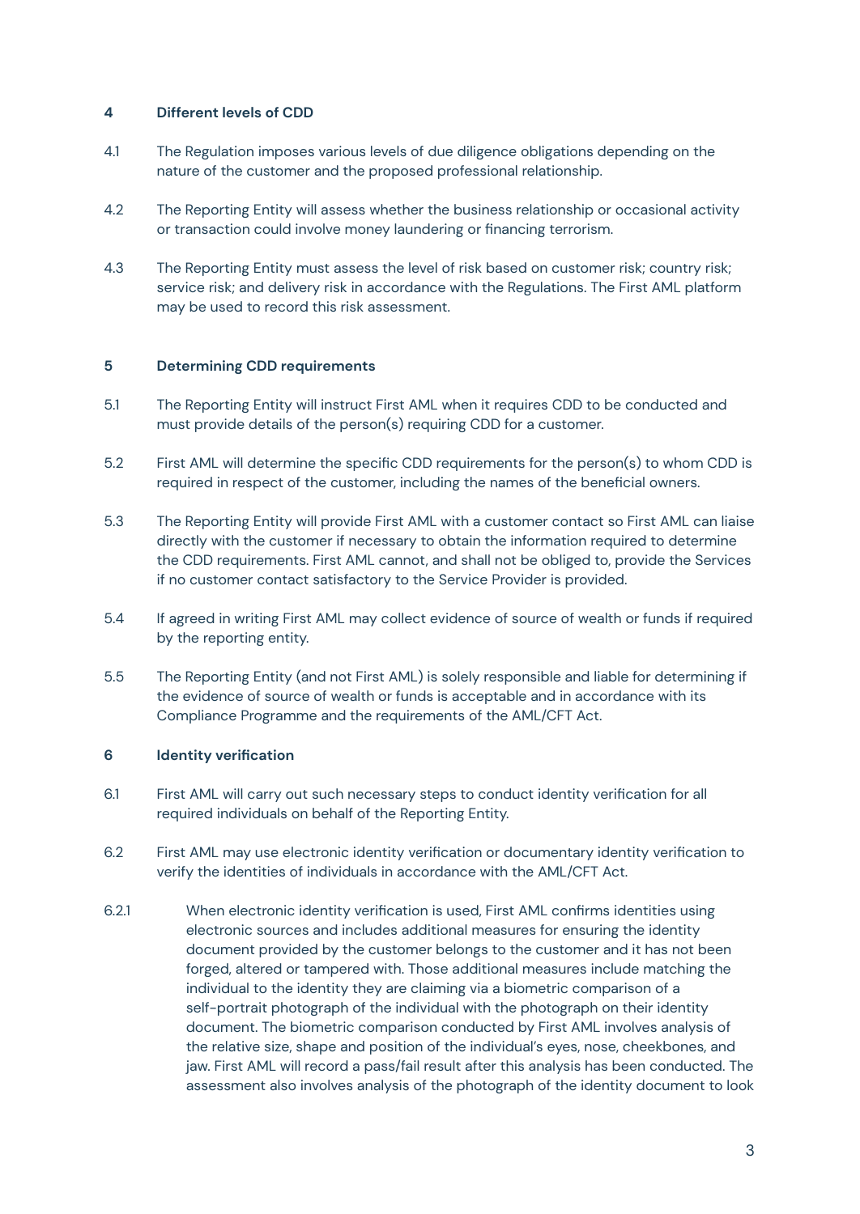## 4 Different levels of CDD

4.1 The Regulation imposes various levels of due diligence obligations depending on the nature of the customer and the proposed professional relationship.

4.2 The Reporting Entity will assess whether the business relationship or occasional activity or transaction could involve money laundering or financing terrorism.

4.3 The Reporting Entity must assess the level of risk based on customer risk; country risk; service risk; and delivery risk in accordance with the Regulations. The First AML platform may be used to record this risk assessment.

## 5 Determining CDD requirements

5.1 The Reporting Entity will instruct First AML when it requires CDD to be conducted and must provide details of the person(s) requiring CDD for a customer.

5.2 First AML will determine the specific CDD requirements for the person(s) to whom CDD is required in respect of the customer, including the names of the beneficial owners.

5.3 The Reporting Entity will provide First AML with a customer contact so First AML can liaise directly with the customer if necessary to obtain the information required to determine the CDD requirements. First AML cannot, and shall not be obliged to, provide the Services if no customer contact satisfactory to the Service Provider is provided.

5.4 If agreed in writing First AML may collect evidence of source of wealth or funds if required by the reporting entity.

5.5 The Reporting Entity (and not First AML) is solely responsible and liable for determining if the evidence of source of wealth or funds is acceptable and in accordance with its Compliance Programme and the requirements of the AML/CFT Act.

## 6 Identity verification

6.1 First AML will carry out such necessary steps to conduct identity verification for all required individuals on behalf of the Reporting Entity.

6.2 First AML may use electronic identity verification or documentary identity verification to verify the identities of individuals in accordance with the AML/CFT Act.

6.2.1 When electronic identity verification is used, First AML confirms identities using electronic sources and includes additional measures for ensuring the identity document provided by the customer belongs to the customer and it has not been forged, altered or tampered with. Those additional measures include matching the individual to the identity they are claiming via a biometric comparison of a self-portrait photograph of the individual with the photograph on their identity document. The biometric comparison conducted by First AML involves analysis of the relative size, shape and position of the individual's eyes, nose, cheekbones, and jaw. First AML will record a pass/fail result after this analysis has been conducted. The assessment also involves analysis of the photograph of the identity document to look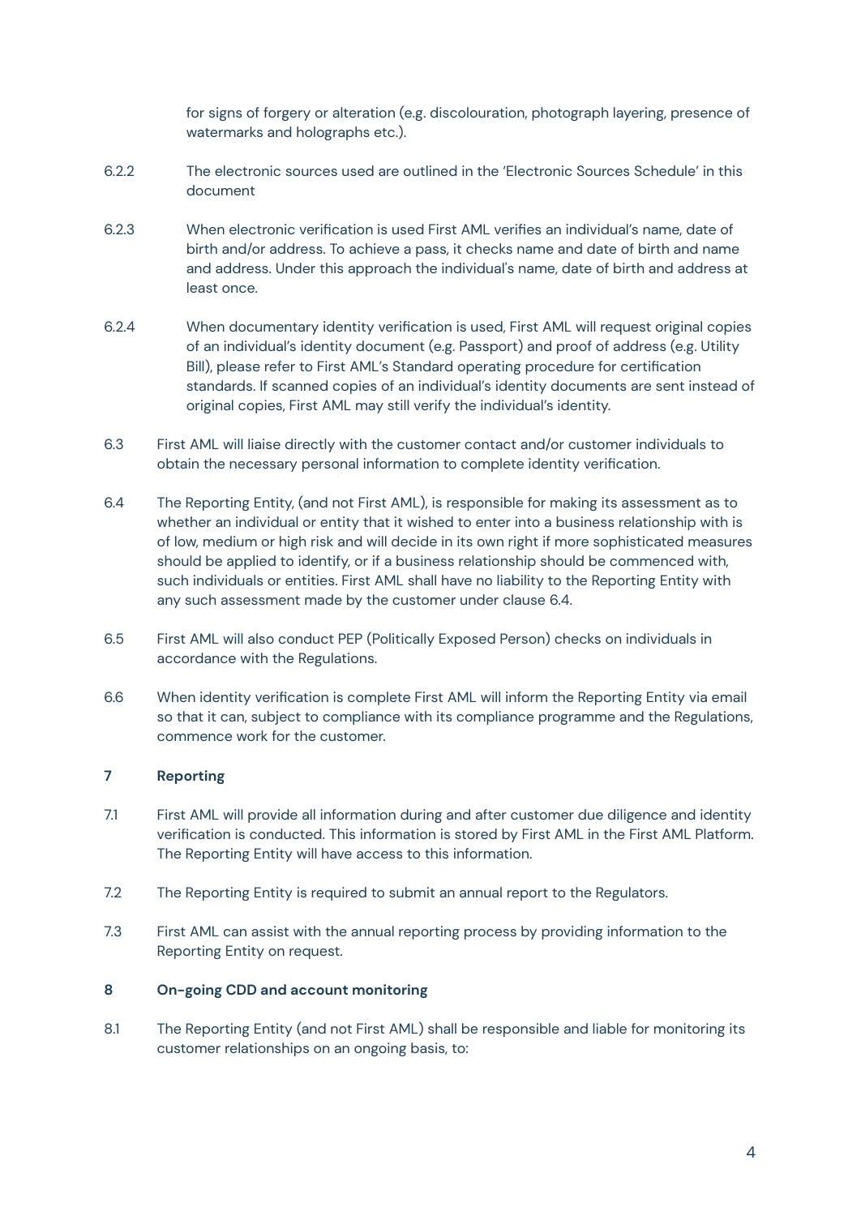for signs of forgery or alteration (e.g. discolouration, photograph layering, presence of watermarks and holographs etc.).

6.2.2 The electronic sources used are outlined in the 'Electronic Sources Schedule' in this document

6.2.3 When electronic verification is used First AML verifies an individual's name, date of birth and/or address. To achieve a pass, it checks name and date of birth and name and address. Under this approach the individual's name, date of birth and address at least once.

6.2.4 When documentary identity verification is used, First AML will request original copies of an individual's identity document (e.g. Passport) and proof of address (e.g. Utility Bill), please refer to First AML's Standard operating procedure for certification standards. If scanned copies of an individual's identity documents are sent instead of original copies, First AML may still verify the individual's identity.

6.3 First AML will liaise directly with the customer contact and/or customer individuals to obtain the necessary personal information to complete identity verification.

6.4 The Reporting Entity, (and not First AML), is responsible for making its assessment as to whether an individual or entity that it wished to enter into a business relationship with is of low, medium or high risk and will decide in its own right if more sophisticated measures should be applied to identify, or if a business relationship should be commenced with, such individuals or entities. First AML shall have no liability to the Reporting Entity with any such assessment made by the customer under clause 6.4.

6.5 First AML will also conduct PEP (Politically Exposed Person) checks on individuals in accordance with the Regulations.

6.6 When identity verification is complete First AML will inform the Reporting Entity via email so that it can, subject to compliance with its compliance programme and the Regulations, commence work for the customer.

**7 Reporting**

7.1 First AML will provide all information during and after customer due diligence and identity verification is conducted. This information is stored by First AML in the First AML Platform. The Reporting Entity will have access to this information.

7.2 The Reporting Entity is required to submit an annual report to the Regulators.

7.3 First AML can assist with the annual reporting process by providing information to the Reporting Entity on request.

**8 On-going CDD and account monitoring**

8.1 The Reporting Entity (and not First AML) shall be responsible and liable for monitoring its customer relationships on an ongoing basis, to: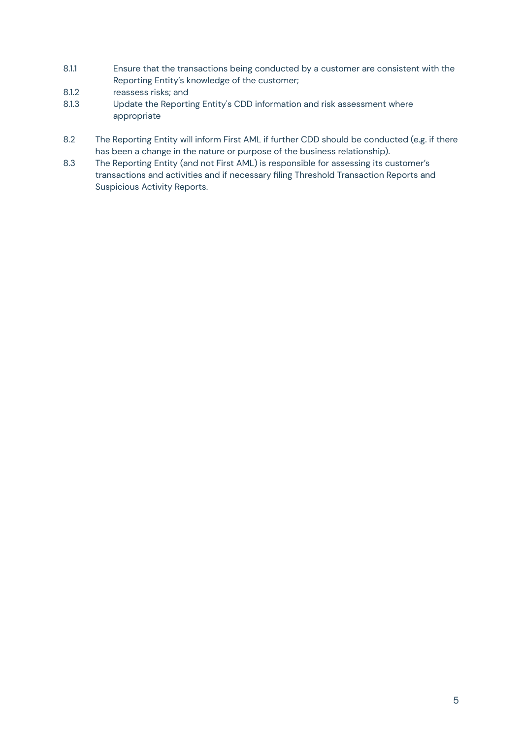8.1.1 Ensure that the transactions being conducted by a customer are consistent with the Reporting Entity's knowledge of the customer;

8.1.2 reassess risks; and

8.1.3 Update the Reporting Entity's CDD information and risk assessment where appropriate

8.2 The Reporting Entity will inform First AML if further CDD should be conducted (e.g. if there has been a change in the nature or purpose of the business relationship).

8.3 The Reporting Entity (and not First AML) is responsible for assessing its customer's transactions and activities and if necessary filing Threshold Transaction Reports and Suspicious Activity Reports.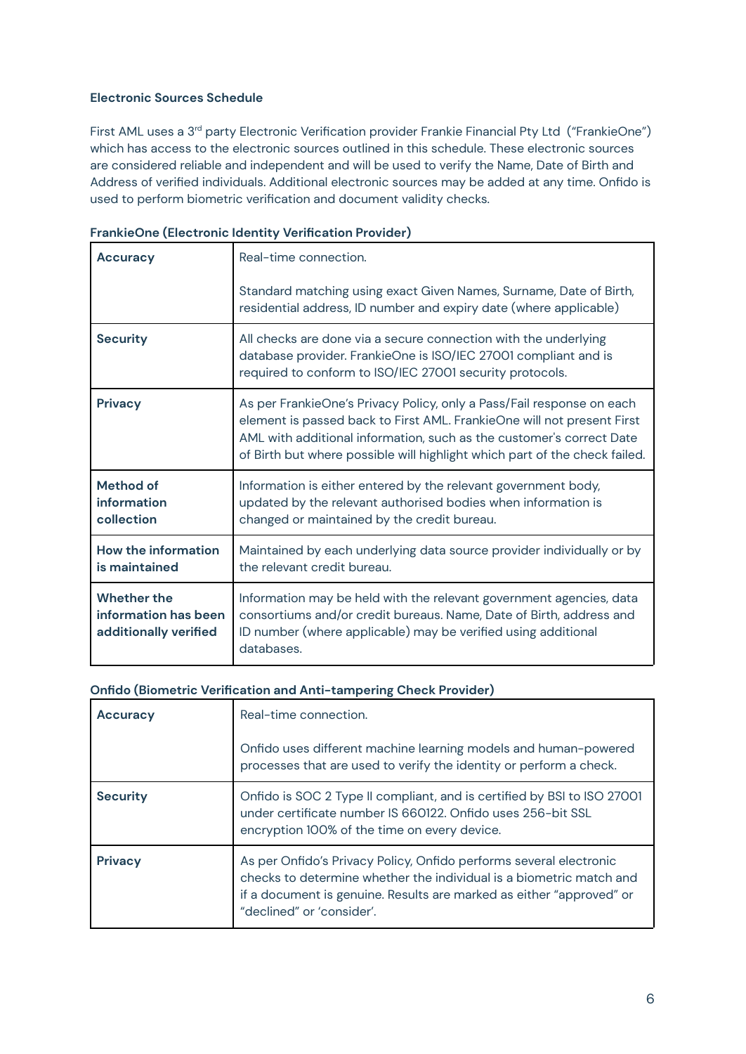**Electronic Sources Schedule**

First AML uses a 3rd party Electronic Verification provider Frankie Financial Pty Ltd ("FrankieOne") which has access to the electronic sources outlined in this schedule. These electronic sources are considered reliable and independent and will be used to verify the Name, Date of Birth and Address of verified individuals. Additional electronic sources may be added at any time. Onfido is used to perform biometric verification and document validity checks.

**FrankieOne (Electronic Identity Verification Provider)**

| | |
|---|---|
| **Accuracy** | Real-time connection.<br><br>Standard matching using exact Given Names, Surname, Date of Birth, residential address, ID number and expiry date (where applicable) |
| **Security** | All checks are done via a secure connection with the underlying database provider. FrankieOne is ISO/IEC 27001 compliant and is required to conform to ISO/IEC 27001 security protocols. |
| **Privacy** | As per FrankieOne's Privacy Policy, only a Pass/Fail response on each element is passed back to First AML. FrankieOne will not present First AML with additional information, such as the customer's correct Date of Birth but where possible will highlight which part of the check failed. |
| **Method of information collection** | Information is either entered by the relevant government body, updated by the relevant authorised bodies when information is changed or maintained by the credit bureau. |
| **How the information is maintained** | Maintained by each underlying data source provider individually or by the relevant credit bureau. |
| **Whether the information has been additionally verified** | Information may be held with the relevant government agencies, data consortiums and/or credit bureaus. Name, Date of Birth, address and ID number (where applicable) may be verified using additional databases. |

**Onfido (Biometric Verification and Anti-tampering Check Provider)**

| | |
|---|---|
| **Accuracy** | Real-time connection.<br><br>Onfido uses different machine learning models and human-powered processes that are used to verify the identity or perform a check. |
| **Security** | Onfido is SOC 2 Type II compliant, and is certified by BSI to ISO 27001 under certificate number IS 660122. Onfido uses 256-bit SSL encryption 100% of the time on every device. |
| **Privacy** | As per Onfido's Privacy Policy, Onfido performs several electronic checks to determine whether the individual is a biometric match and if a document is genuine. Results are marked as either "approved" or "declined" or 'consider'. |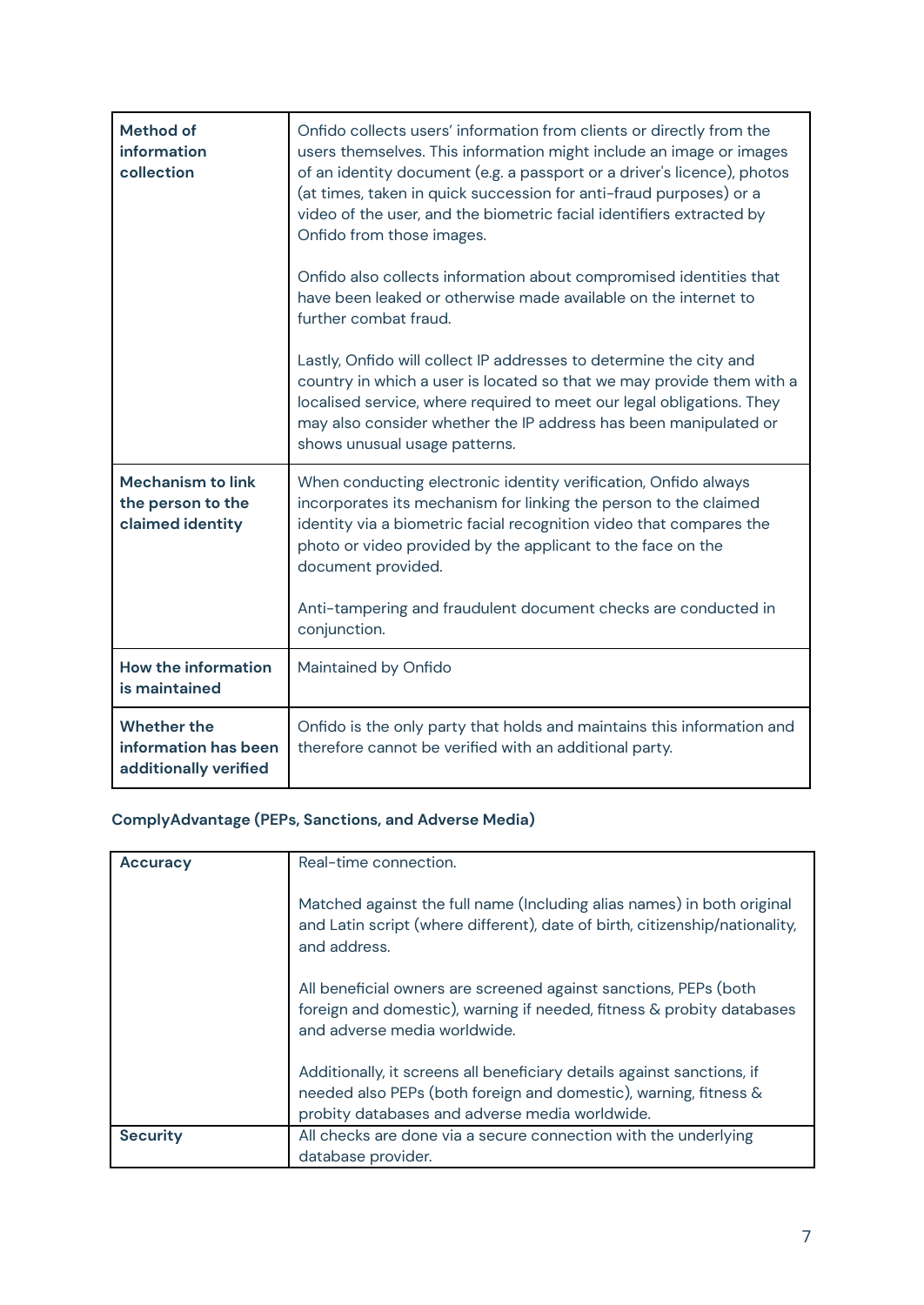| | |
|---|---|
| **Method of information collection** | Onfido collects users' information from clients or directly from the users themselves. This information might include an image or images of an identity document (e.g. a passport or a driver's licence), photos (at times, taken in quick succession for anti-fraud purposes) or a video of the user, and the biometric facial identifiers extracted by Onfido from those images.<br><br>Onfido also collects information about compromised identities that have been leaked or otherwise made available on the internet to further combat fraud.<br><br>Lastly, Onfido will collect IP addresses to determine the city and country in which a user is located so that we may provide them with a localised service, where required to meet our legal obligations. They may also consider whether the IP address has been manipulated or shows unusual usage patterns. |
| **Mechanism to link the person to the claimed identity** | When conducting electronic identity verification, Onfido always incorporates its mechanism for linking the person to the claimed identity via a biometric facial recognition video that compares the photo or video provided by the applicant to the face on the document provided.<br><br>Anti-tampering and fraudulent document checks are conducted in conjunction. |
| **How the information is maintained** | Maintained by Onfido |
| **Whether the information has been additionally verified** | Onfido is the only party that holds and maintains this information and therefore cannot be verified with an additional party. |

**ComplyAdvantage (PEPs, Sanctions, and Adverse Media)**

| | |
|---|---|
| **Accuracy** | Real-time connection.<br><br>Matched against the full name (Including alias names) in both original and Latin script (where different), date of birth, citizenship/nationality, and address.<br><br>All beneficial owners are screened against sanctions, PEPs (both foreign and domestic), warning if needed, fitness & probity databases and adverse media worldwide.<br><br>Additionally, it screens all beneficiary details against sanctions, if needed also PEPs (both foreign and domestic), warning, fitness & probity databases and adverse media worldwide. |
| **Security** | All checks are done via a secure connection with the underlying database provider. |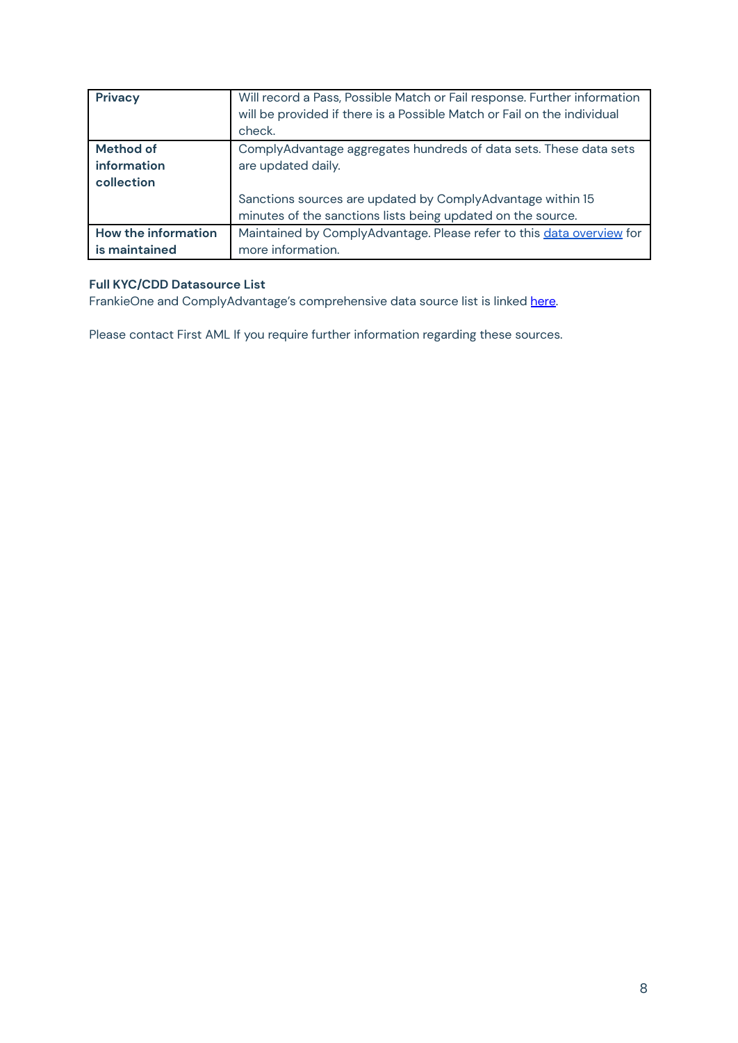| | |
|---|---|
| **Privacy** | Will record a Pass, Possible Match or Fail response. Further information will be provided if there is a Possible Match or Fail on the individual check. |
| **Method of information collection** | ComplyAdvantage aggregates hundreds of data sets. These data sets are updated daily.<br><br>Sanctions sources are updated by ComplyAdvantage within 15 minutes of the sanctions lists being updated on the source. |
| **How the information is maintained** | Maintained by ComplyAdvantage. Please refer to this data overview for more information. |

**Full KYC/CDD Datasource List**

FrankieOne and ComplyAdvantage's comprehensive data source list is linked here.

Please contact First AML If you require further information regarding these sources.